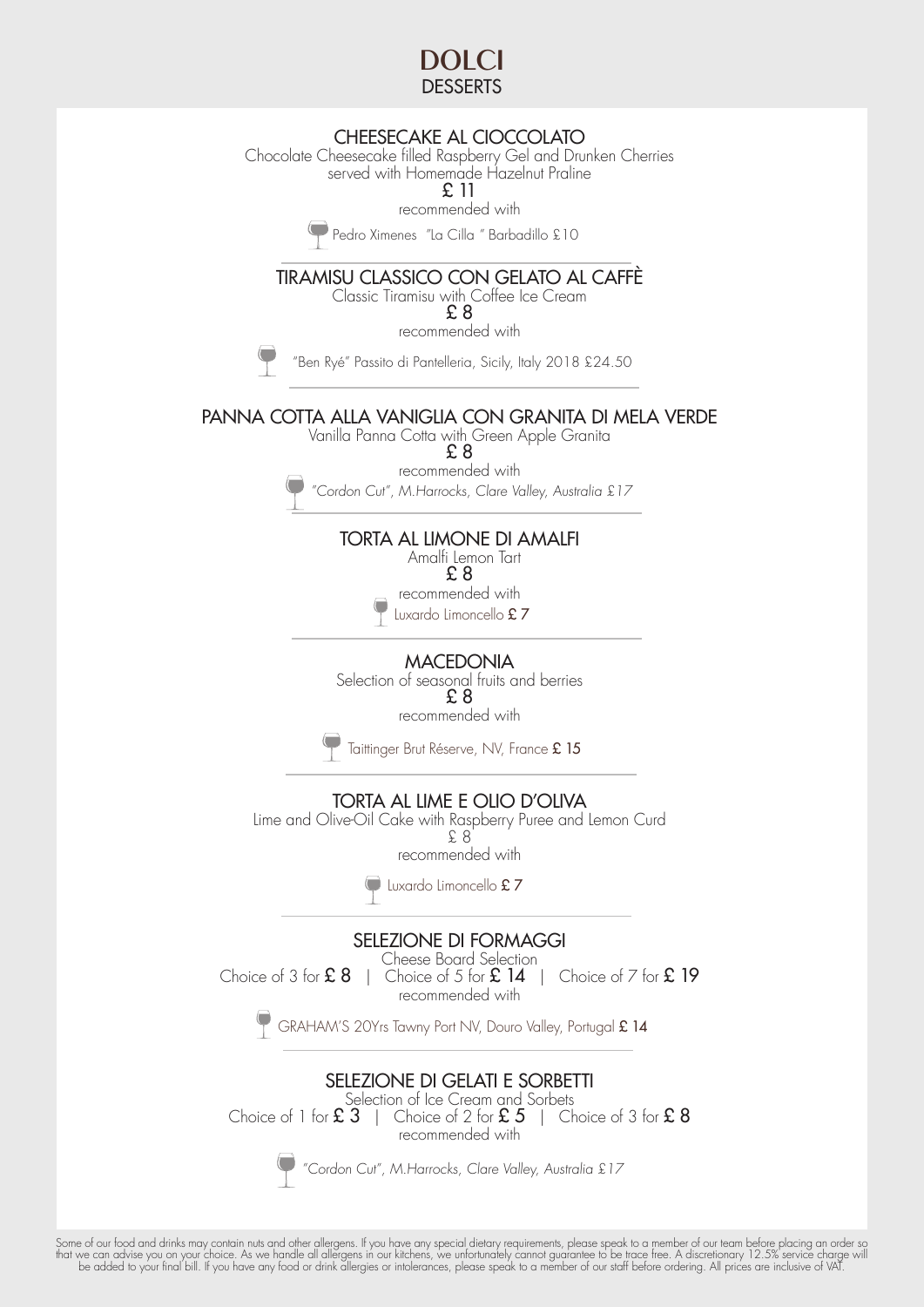# DOLCI
## DESSERTS

### CHEESECAKE AL CIOCCOLATO

Chocolate Cheesecake filled Raspberry Gel and Drunken Cherries served with Homemade Hazelnut Praline

£ 11

recommended with

Pedro Ximenes "La Cilla " Barbadillo £10

---

### TIRAMISU CLASSICO CON GELATO AL CAFFÈ

Classic Tiramisu with Coffee Ice Cream

£ 8

recommended with

"Ben Ryé" Passito di Pantelleria, Sicily, Italy 2018 £24.50

---

### PANNA COTTA ALLA VANIGLIA CON GRANITA DI MELA VERDE

Vanilla Panna Cotta with Green Apple Granita

£ 8

recommended with

*"Cordon Cut", M.Harrocks, Clare Valley, Australia £17*

---

### TORTA AL LIMONE DI AMALFI

Amalfi Lemon Tart

£ 8

recommended with

Luxardo Limoncello £ 7

---

### MACEDONIA

Selection of seasonal fruits and berries

£ 8

recommended with

Taittinger Brut Réserve, NV, France £ 15

---

### TORTA AL LIME E OLIO D'OLIVA

Lime and Olive-Oil Cake with Raspberry Puree and Lemon Curd

£ 8

recommended with

Luxardo Limoncello £ 7

---

### SELEZIONE DI FORMAGGI

Cheese Board Selection

Choice of 3 for £ 8 | Choice of 5 for £ 14 | Choice of 7 for £ 19

recommended with

GRAHAM'S 20Yrs Tawny Port NV, Douro Valley, Portugal £ 14

---

### SELEZIONE DI GELATI E SORBETTI

Selection of Ice Cream and Sorbets

Choice of 1 for £ 3 | Choice of 2 for £ 5 | Choice of 3 for £ 8

recommended with

*"Cordon Cut", M.Harrocks, Clare Valley, Australia £17*

Some of our food and drinks may contain nuts and other allergens. If you have any special dietary requirements, please speak to a member of our team before placing an order so that we can advise you on your choice. As we handle all allergens in our kitchens, we unfortunately cannot guarantee to be trace free. A discretionary 12.5% service charge will be added to your final bill. If you have any food or drink allergies or intolerances, please speak to a member of our staff before ordering. All prices are inclusive of VAT.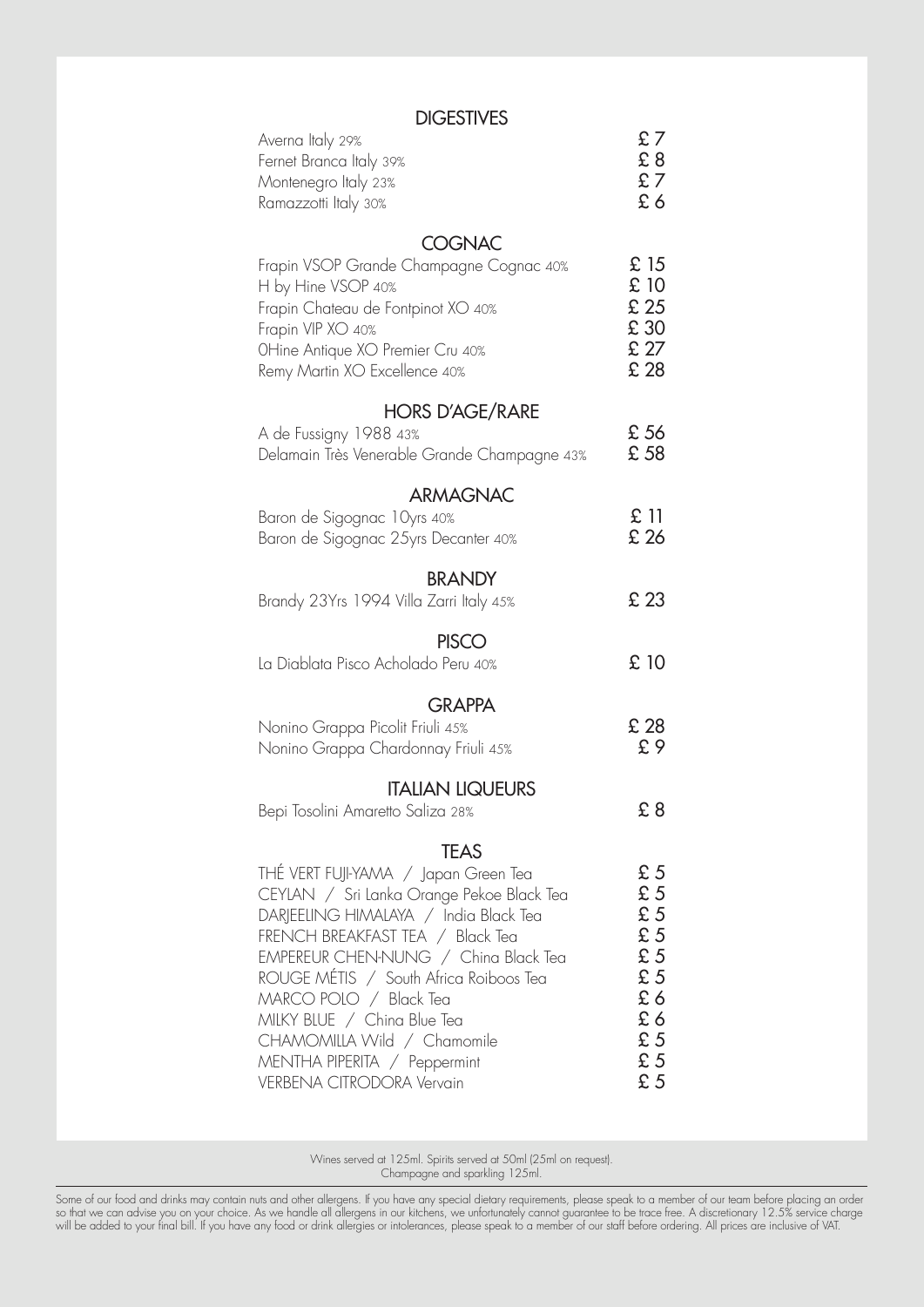## DIGESTIVES

| | |
|---|---|
| Averna Italy 29% | £ 7 |
| Fernet Branca Italy 39% | £ 8 |
| Montenegro Italy 23% | £ 7 |
| Ramazzotti Italy 30% | £ 6 |

## COGNAC

| | |
|---|---|
| Frapin VSOP Grande Champagne Cognac 40% | £ 15 |
| H by Hine VSOP 40% | £ 10 |
| Frapin Chateau de Fontpinot XO 40% | £ 25 |
| Frapin VIP XO 40% | £ 30 |
| 0Hine Antique XO Premier Cru 40% | £ 27 |
| Remy Martin XO Excellence 40% | £ 28 |

## HORS D'AGE/RARE

| | |
|---|---|
| A de Fussigny 1988 43% | £ 56 |
| Delamain Très Venerable Grande Champagne 43% | £ 58 |

## ARMAGNAC

| | |
|---|---|
| Baron de Sigognac 10yrs 40% | £ 11 |
| Baron de Sigognac 25yrs Decanter 40% | £ 26 |

## BRANDY

| | |
|---|---|
| Brandy 23Yrs 1994 Villa Zarri Italy 45% | £ 23 |

## PISCO

| | |
|---|---|
| La Diablata Pisco Acholado Peru 40% | £ 10 |

## GRAPPA

| | |
|---|---|
| Nonino Grappa Picolit Friuli 45% | £ 28 |
| Nonino Grappa Chardonnay Friuli 45% | £ 9 |

## ITALIAN LIQUEURS

| | |
|---|---|
| Bepi Tosolini Amaretto Saliza 28% | £ 8 |

## TEAS

| | |
|---|---|
| THÉ VERT FUJI-YAMA / Japan Green Tea | £ 5 |
| CEYLAN / Sri Lanka Orange Pekoe Black Tea | £ 5 |
| DARJEELING HIMALAYA / India Black Tea | £ 5 |
| FRENCH BREAKFAST TEA / Black Tea | £ 5 |
| EMPEREUR CHEN-NUNG / China Black Tea | £ 5 |
| ROUGE MÉTIS / South Africa Roiboos Tea | £ 5 |
| MARCO POLO / Black Tea | £ 6 |
| MILKY BLUE / China Blue Tea | £ 6 |
| CHAMOMILLA Wild / Chamomile | £ 5 |
| MENTHA PIPERITA / Peppermint | £ 5 |
| VERBENA CITRODORA Vervain | £ 5 |

Wines served at 125ml. Spirits served at 50ml (25ml on request).
Champagne and sparkling 125ml.

Some of our food and drinks may contain nuts and other allergens. If you have any special dietary requirements, please speak to a member of our team before placing an order so that we can advise you on your choice. As we handle all allergens in our kitchens, we unfortunately cannot guarantee to be trace free. A discretionary 12.5% service charge will be added to your final bill. If you have any food or drink allergies or intolerances, please speak to a member of our staff before ordering. All prices are inclusive of VAT.